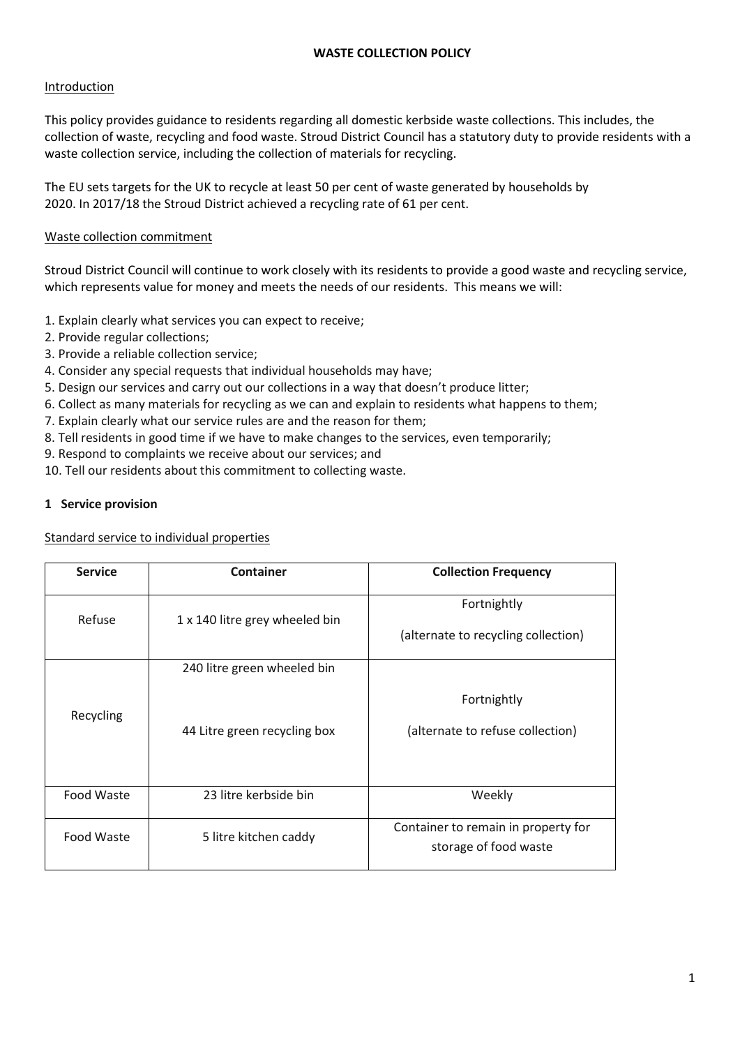# WASTE COLLECTION POLICY

## Introduction

This policy provides guidance to residents regarding all domestic kerbside waste collections. This includes, the collection of waste, recycling and food waste. Stroud District Council has a statutory duty to provide residents with a waste collection service, including the collection of materials for recycling.

The EU sets targets for the UK to recycle at least 50 per cent of waste generated by households by 2020. In 2017/18 the Stroud District achieved a recycling rate of 61 per cent.

## Waste collection commitment

Stroud District Council will continue to work closely with its residents to provide a good waste and recycling service, which represents value for money and meets the needs of our residents. This means we will:

1. Explain clearly what services you can expect to receive;
2. Provide regular collections;
3. Provide a reliable collection service;
4. Consider any special requests that individual households may have;
5. Design our services and carry out our collections in a way that doesn't produce litter;
6. Collect as many materials for recycling as we can and explain to residents what happens to them;
7. Explain clearly what our service rules are and the reason for them;
8. Tell residents in good time if we have to make changes to the services, even temporarily;
9. Respond to complaints we receive about our services; and
10. Tell our residents about this commitment to collecting waste.

## 1 Service provision

### Standard service to individual properties

| Service | Container | Collection Frequency |
| --- | --- | --- |
| Refuse | 1 x 140 litre grey wheeled bin | Fortnightly<br>(alternate to recycling collection) |
| Recycling | 240 litre green wheeled bin<br>44 Litre green recycling box | Fortnightly<br>(alternate to refuse collection) |
| Food Waste | 23 litre kerbside bin | Weekly |
| Food Waste | 5 litre kitchen caddy | Container to remain in property for storage of food waste |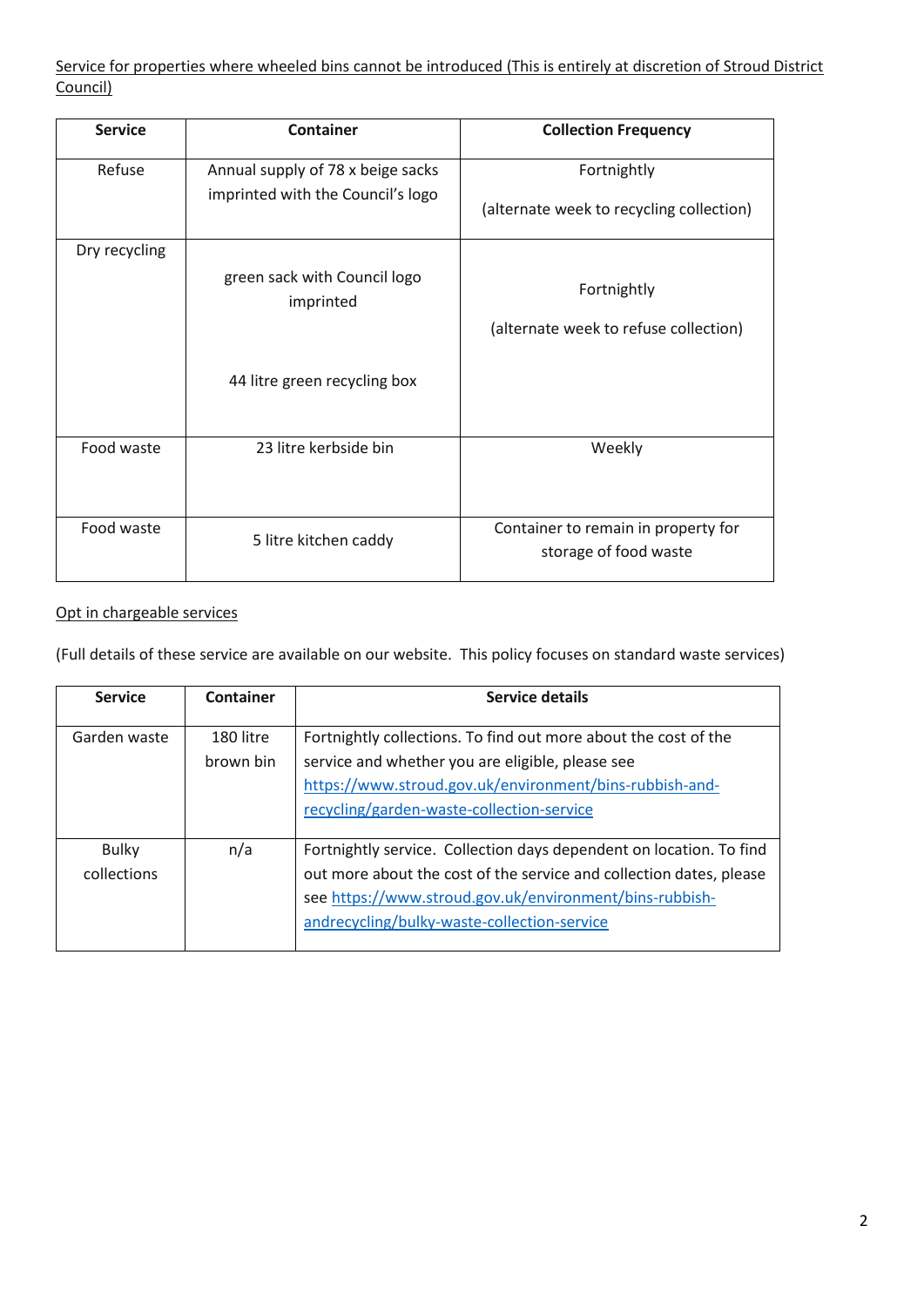Service for properties where wheeled bins cannot be introduced (This is entirely at discretion of Stroud District Council)

| Service | Container | Collection Frequency |
| --- | --- | --- |
| Refuse | Annual supply of 78 x beige sacks imprinted with the Council's logo | Fortnightly<br><br>(alternate week to recycling collection) |
| Dry recycling | green sack with Council logo imprinted<br><br>44 litre green recycling box | Fortnightly<br><br>(alternate week to refuse collection) |
| Food waste | 23 litre kerbside bin | Weekly |
| Food waste | 5 litre kitchen caddy | Container to remain in property for storage of food waste |

Opt in chargeable services

(Full details of these service are available on our website. This policy focuses on standard waste services)

| Service | Container | Service details |
| --- | --- | --- |
| Garden waste | 180 litre brown bin | Fortnightly collections. To find out more about the cost of the service and whether you are eligible, please see https://www.stroud.gov.uk/environment/bins-rubbish-and-recycling/garden-waste-collection-service |
| Bulky collections | n/a | Fortnightly service. Collection days dependent on location. To find out more about the cost of the service and collection dates, please see https://www.stroud.gov.uk/environment/bins-rubbish-andrecycling/bulky-waste-collection-service |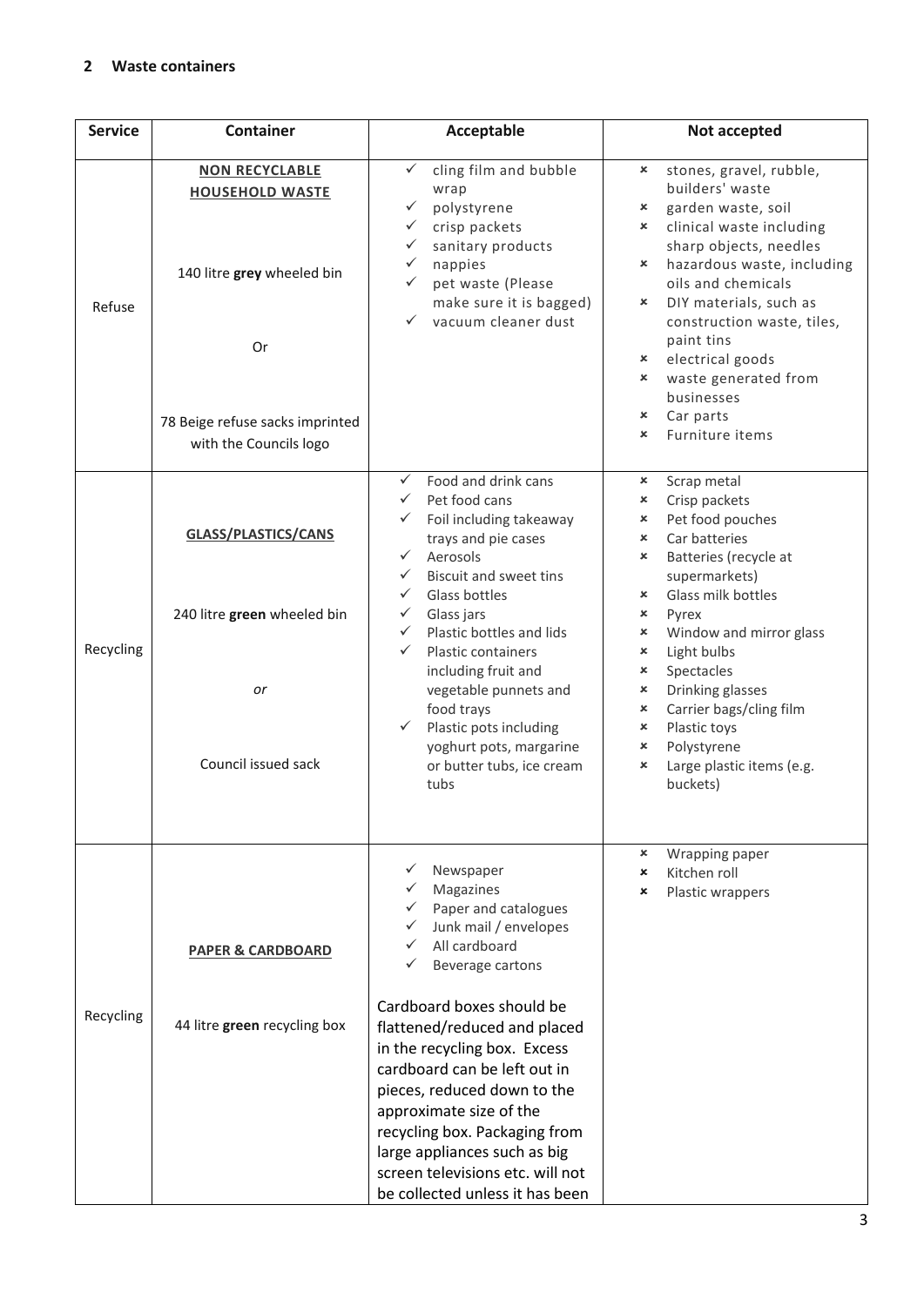## 2 Waste containers

| Service | Container | Acceptable | Not accepted |
|---|---|---|---|
| Refuse | **NON RECYCLABLE HOUSEHOLD WASTE**<br><br>140 litre **grey** wheeled bin<br><br>Or<br><br>78 Beige refuse sacks imprinted with the Councils logo | ✓ cling film and bubble wrap<br>✓ polystyrene<br>✓ crisp packets<br>✓ sanitary products<br>✓ nappies<br>✓ pet waste (Please make sure it is bagged)<br>✓ vacuum cleaner dust | ✗ stones, gravel, rubble, builders' waste<br>✗ garden waste, soil<br>✗ clinical waste including sharp objects, needles<br>✗ hazardous waste, including oils and chemicals<br>✗ DIY materials, such as construction waste, tiles, paint tins<br>✗ electrical goods<br>✗ waste generated from businesses<br>✗ Car parts<br>✗ Furniture items |
| Recycling | **GLASS/PLASTICS/CANS**<br><br>240 litre **green** wheeled bin<br><br>*or*<br><br>Council issued sack | ✓ Food and drink cans<br>✓ Pet food cans<br>✓ Foil including takeaway trays and pie cases<br>✓ Aerosols<br>✓ Biscuit and sweet tins<br>✓ Glass bottles<br>✓ Glass jars<br>✓ Plastic bottles and lids<br>✓ Plastic containers including fruit and vegetable punnets and food trays<br>✓ Plastic pots including yoghurt pots, margarine or butter tubs, ice cream tubs | ✗ Scrap metal<br>✗ Crisp packets<br>✗ Pet food pouches<br>✗ Car batteries<br>✗ Batteries (recycle at supermarkets)<br>✗ Glass milk bottles<br>✗ Pyrex<br>✗ Window and mirror glass<br>✗ Light bulbs<br>✗ Spectacles<br>✗ Drinking glasses<br>✗ Carrier bags/cling film<br>✗ Plastic toys<br>✗ Polystyrene<br>✗ Large plastic items (e.g. buckets) |
| Recycling | **PAPER & CARDBOARD**<br><br>44 litre **green** recycling box | ✓ Newspaper<br>✓ Magazines<br>✓ Paper and catalogues<br>✓ Junk mail / envelopes<br>✓ All cardboard<br>✓ Beverage cartons<br><br>Cardboard boxes should be flattened/reduced and placed in the recycling box. Excess cardboard can be left out in pieces, reduced down to the approximate size of the recycling box. Packaging from large appliances such as big screen televisions etc. will not be collected unless it has been | ✗ Wrapping paper<br>✗ Kitchen roll<br>✗ Plastic wrappers |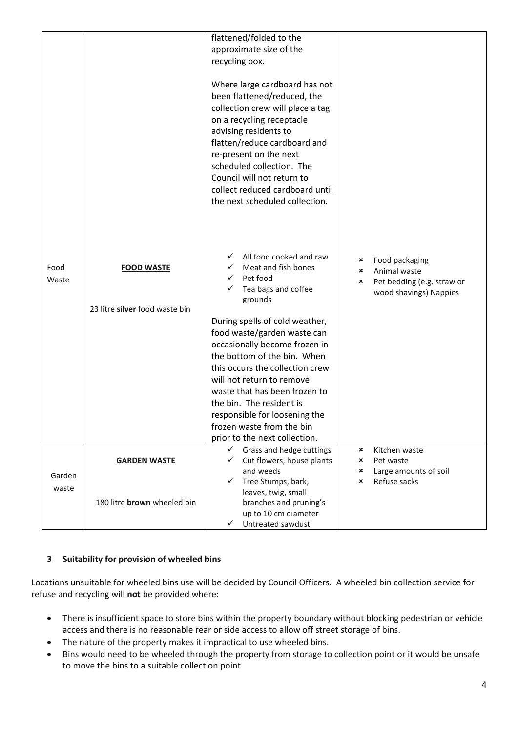| | | | |
|---|---|---|---|
| | | flattened/folded to the approximate size of the recycling box.<br><br>Where large cardboard has not been flattened/reduced, the collection crew will place a tag on a recycling receptacle advising residents to flatten/reduce cardboard and re-present on the next scheduled collection. The Council will not return to collect reduced cardboard until the next scheduled collection. | |
| Food Waste | **FOOD WASTE**<br><br>23 litre **silver** food waste bin | ✓ All food cooked and raw<br>✓ Meat and fish bones<br>✓ Pet food<br>✓ Tea bags and coffee grounds<br><br>During spells of cold weather, food waste/garden waste can occasionally become frozen in the bottom of the bin. When this occurs the collection crew will not return to remove waste that has been frozen to the bin. The resident is responsible for loosening the frozen waste from the bin prior to the next collection. | ✗ Food packaging<br>✗ Animal waste<br>✗ Pet bedding (e.g. straw or wood shavings) Nappies |
| Garden waste | **GARDEN WASTE**<br><br>180 litre **brown** wheeled bin | ✓ Grass and hedge cuttings<br>✓ Cut flowers, house plants and weeds<br>✓ Tree Stumps, bark, leaves, twig, small branches and pruning's up to 10 cm diameter<br>✓ Untreated sawdust | ✗ Kitchen waste<br>✗ Pet waste<br>✗ Large amounts of soil<br>✗ Refuse sacks |

## 3 Suitability for provision of wheeled bins

Locations unsuitable for wheeled bins use will be decided by Council Officers. A wheeled bin collection service for refuse and recycling will **not** be provided where:

- There is insufficient space to store bins within the property boundary without blocking pedestrian or vehicle access and there is no reasonable rear or side access to allow off street storage of bins.
- The nature of the property makes it impractical to use wheeled bins.
- Bins would need to be wheeled through the property from storage to collection point or it would be unsafe to move the bins to a suitable collection point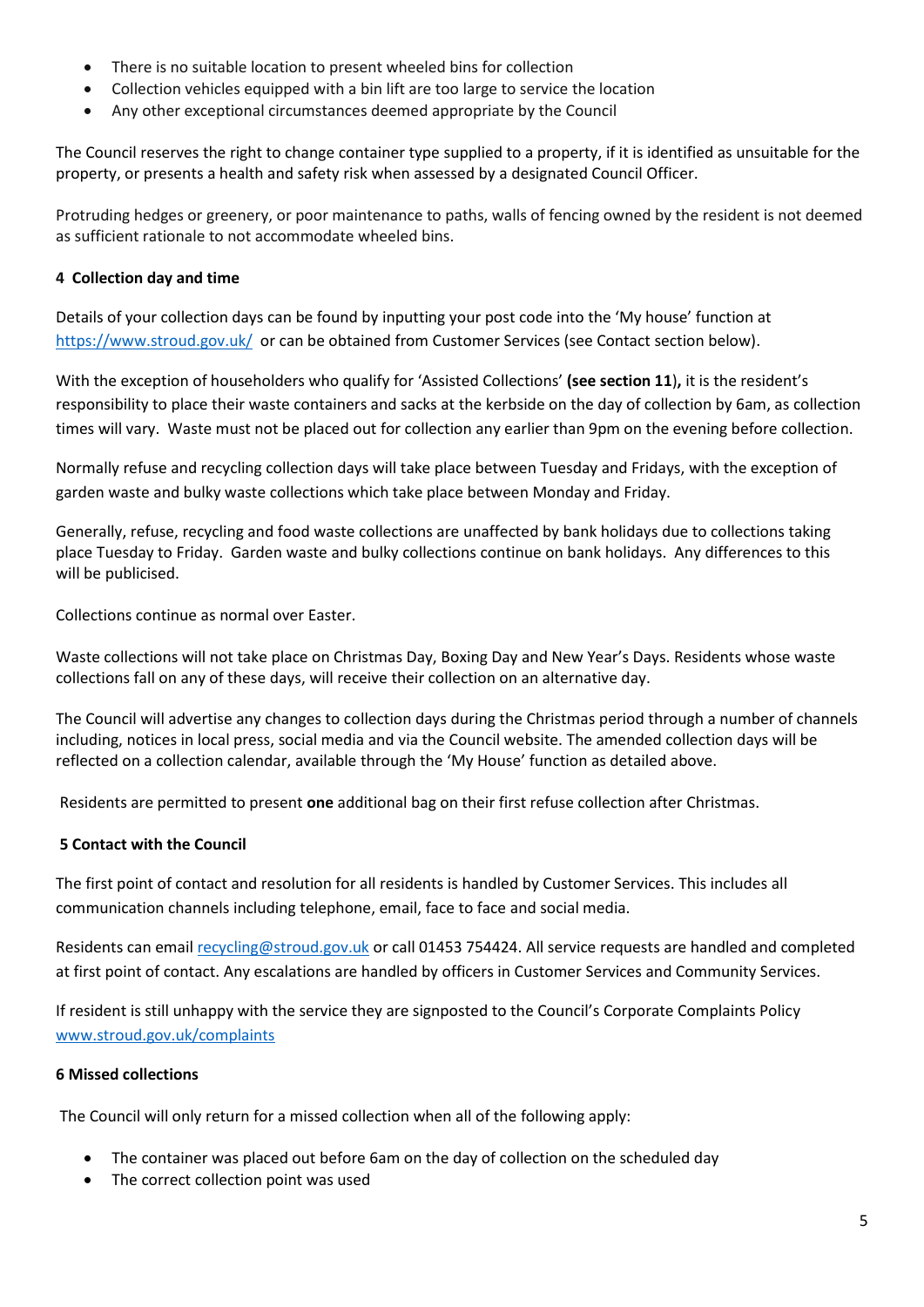- There is no suitable location to present wheeled bins for collection
- Collection vehicles equipped with a bin lift are too large to service the location
- Any other exceptional circumstances deemed appropriate by the Council

The Council reserves the right to change container type supplied to a property, if it is identified as unsuitable for the property, or presents a health and safety risk when assessed by a designated Council Officer.

Protruding hedges or greenery, or poor maintenance to paths, walls of fencing owned by the resident is not deemed as sufficient rationale to not accommodate wheeled bins.

#### 4 Collection day and time

Details of your collection days can be found by inputting your post code into the 'My house' function at https://www.stroud.gov.uk/ or can be obtained from Customer Services (see Contact section below).

With the exception of householders who qualify for 'Assisted Collections' **(see section 11)**, it is the resident's responsibility to place their waste containers and sacks at the kerbside on the day of collection by 6am, as collection times will vary. Waste must not be placed out for collection any earlier than 9pm on the evening before collection.

Normally refuse and recycling collection days will take place between Tuesday and Fridays, with the exception of garden waste and bulky waste collections which take place between Monday and Friday.

Generally, refuse, recycling and food waste collections are unaffected by bank holidays due to collections taking place Tuesday to Friday. Garden waste and bulky collections continue on bank holidays. Any differences to this will be publicised.

Collections continue as normal over Easter.

Waste collections will not take place on Christmas Day, Boxing Day and New Year's Days. Residents whose waste collections fall on any of these days, will receive their collection on an alternative day.

The Council will advertise any changes to collection days during the Christmas period through a number of channels including, notices in local press, social media and via the Council website. The amended collection days will be reflected on a collection calendar, available through the 'My House' function as detailed above.

Residents are permitted to present **one** additional bag on their first refuse collection after Christmas.

#### 5 Contact with the Council

The first point of contact and resolution for all residents is handled by Customer Services. This includes all communication channels including telephone, email, face to face and social media.

Residents can email recycling@stroud.gov.uk or call 01453 754424. All service requests are handled and completed at first point of contact. Any escalations are handled by officers in Customer Services and Community Services.

If resident is still unhappy with the service they are signposted to the Council's Corporate Complaints Policy www.stroud.gov.uk/complaints

#### 6 Missed collections

The Council will only return for a missed collection when all of the following apply:

- The container was placed out before 6am on the day of collection on the scheduled day
- The correct collection point was used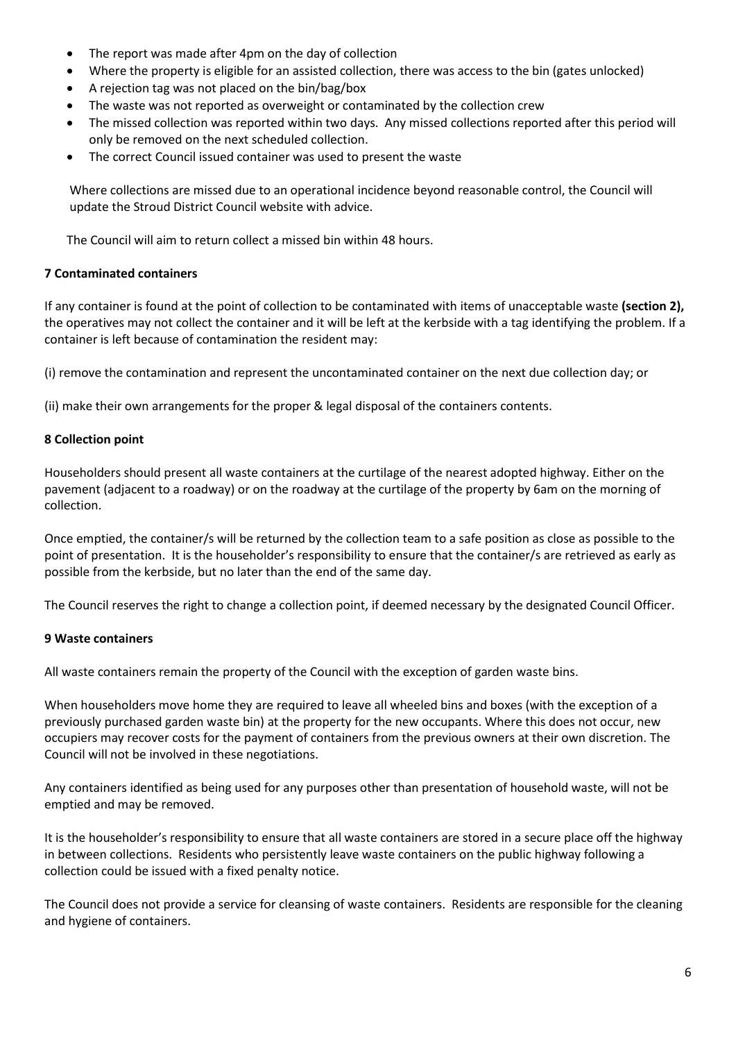- The report was made after 4pm on the day of collection
- Where the property is eligible for an assisted collection, there was access to the bin (gates unlocked)
- A rejection tag was not placed on the bin/bag/box
- The waste was not reported as overweight or contaminated by the collection crew
- The missed collection was reported within two days. Any missed collections reported after this period will only be removed on the next scheduled collection.
- The correct Council issued container was used to present the waste

Where collections are missed due to an operational incidence beyond reasonable control, the Council will update the Stroud District Council website with advice.

The Council will aim to return collect a missed bin within 48 hours.

### 7 Contaminated containers

If any container is found at the point of collection to be contaminated with items of unacceptable waste **(section 2),** the operatives may not collect the container and it will be left at the kerbside with a tag identifying the problem. If a container is left because of contamination the resident may:

(i) remove the contamination and represent the uncontaminated container on the next due collection day; or

(ii) make their own arrangements for the proper & legal disposal of the containers contents.

### 8 Collection point

Householders should present all waste containers at the curtilage of the nearest adopted highway. Either on the pavement (adjacent to a roadway) or on the roadway at the curtilage of the property by 6am on the morning of collection.

Once emptied, the container/s will be returned by the collection team to a safe position as close as possible to the point of presentation. It is the householder's responsibility to ensure that the container/s are retrieved as early as possible from the kerbside, but no later than the end of the same day.

The Council reserves the right to change a collection point, if deemed necessary by the designated Council Officer.

### 9 Waste containers

All waste containers remain the property of the Council with the exception of garden waste bins.

When householders move home they are required to leave all wheeled bins and boxes (with the exception of a previously purchased garden waste bin) at the property for the new occupants. Where this does not occur, new occupiers may recover costs for the payment of containers from the previous owners at their own discretion. The Council will not be involved in these negotiations.

Any containers identified as being used for any purposes other than presentation of household waste, will not be emptied and may be removed.

It is the householder's responsibility to ensure that all waste containers are stored in a secure place off the highway in between collections. Residents who persistently leave waste containers on the public highway following a collection could be issued with a fixed penalty notice.

The Council does not provide a service for cleansing of waste containers. Residents are responsible for the cleaning and hygiene of containers.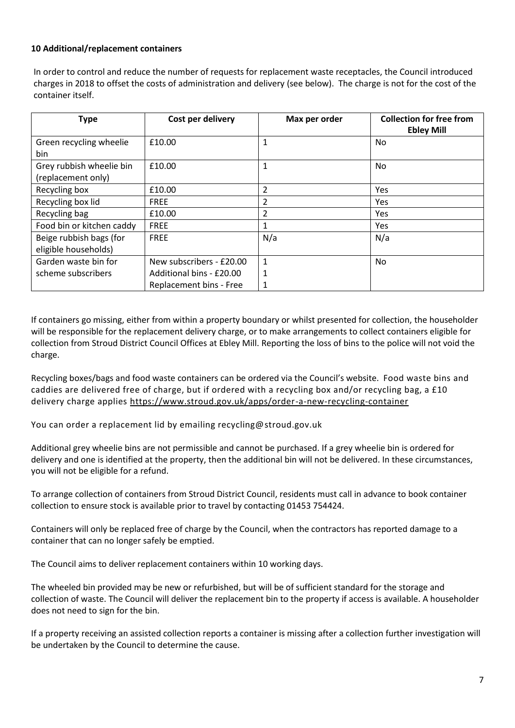### 10 Additional/replacement containers

In order to control and reduce the number of requests for replacement waste receptacles, the Council introduced charges in 2018 to offset the costs of administration and delivery (see below). The charge is not for the cost of the container itself.

| Type | Cost per delivery | Max per order | Collection for free from Ebley Mill |
|---|---|---|---|
| Green recycling wheelie bin | £10.00 | 1 | No |
| Grey rubbish wheelie bin (replacement only) | £10.00 | 1 | No |
| Recycling box | £10.00 | 2 | Yes |
| Recycling box lid | FREE | 2 | Yes |
| Recycling bag | £10.00 | 2 | Yes |
| Food bin or kitchen caddy | FREE | 1 | Yes |
| Beige rubbish bags (for eligible households) | FREE | N/a | N/a |
| Garden waste bin for scheme subscribers | New subscribers - £20.00<br>Additional bins - £20.00<br>Replacement bins - Free | 1<br>1<br>1 | No |

If containers go missing, either from within a property boundary or whilst presented for collection, the householder will be responsible for the replacement delivery charge, or to make arrangements to collect containers eligible for collection from Stroud District Council Offices at Ebley Mill. Reporting the loss of bins to the police will not void the charge.

Recycling boxes/bags and food waste containers can be ordered via the Council's website. Food waste bins and caddies are delivered free of charge, but if ordered with a recycling box and/or recycling bag, a £10 delivery charge applies https://www.stroud.gov.uk/apps/order-a-new-recycling-container

You can order a replacement lid by emailing recycling@stroud.gov.uk

Additional grey wheelie bins are not permissible and cannot be purchased. If a grey wheelie bin is ordered for delivery and one is identified at the property, then the additional bin will not be delivered. In these circumstances, you will not be eligible for a refund.

To arrange collection of containers from Stroud District Council, residents must call in advance to book container collection to ensure stock is available prior to travel by contacting 01453 754424.

Containers will only be replaced free of charge by the Council, when the contractors has reported damage to a container that can no longer safely be emptied.

The Council aims to deliver replacement containers within 10 working days.

The wheeled bin provided may be new or refurbished, but will be of sufficient standard for the storage and collection of waste. The Council will deliver the replacement bin to the property if access is available. A householder does not need to sign for the bin.

If a property receiving an assisted collection reports a container is missing after a collection further investigation will be undertaken by the Council to determine the cause.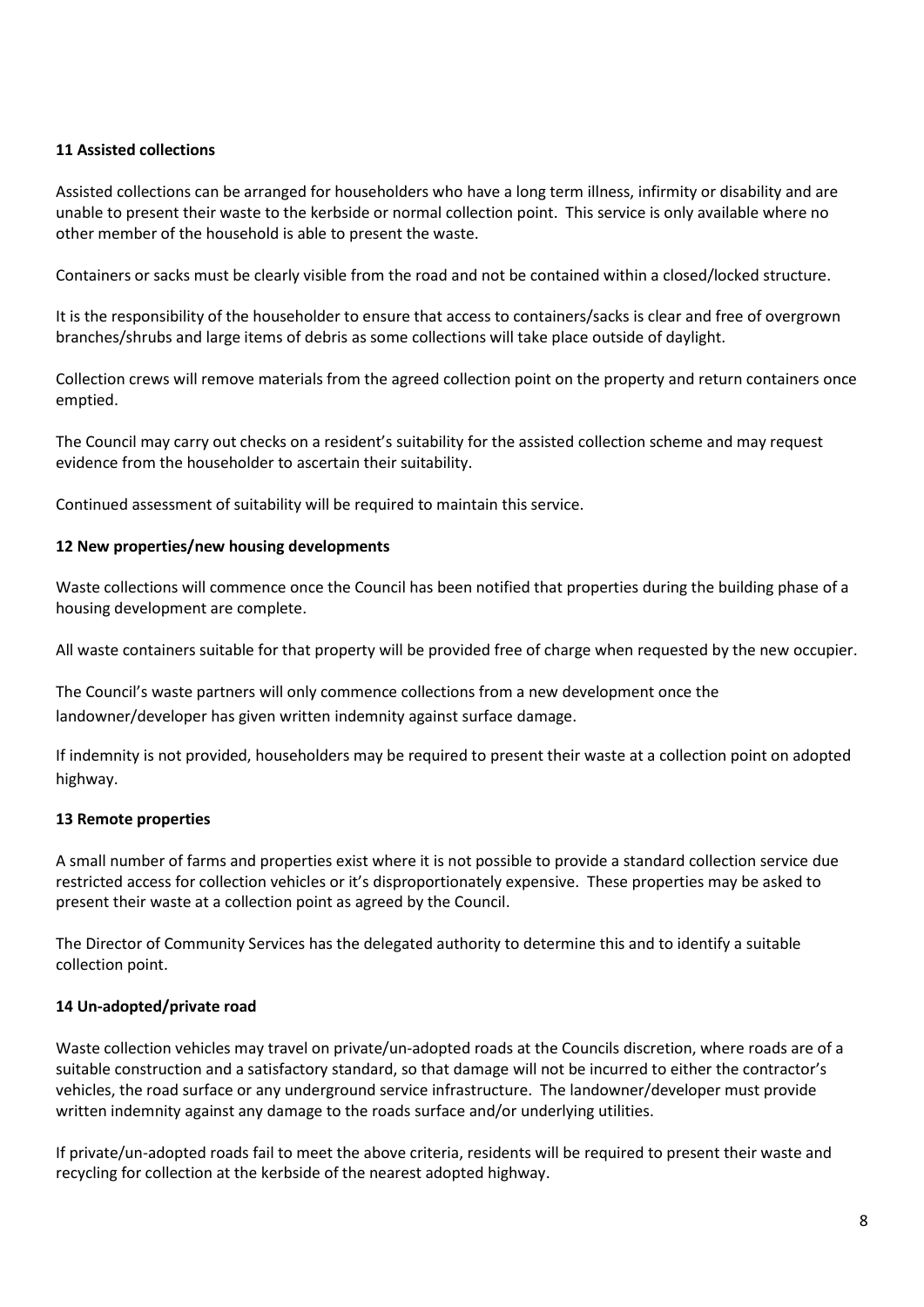**11 Assisted collections**

Assisted collections can be arranged for householders who have a long term illness, infirmity or disability and are unable to present their waste to the kerbside or normal collection point. This service is only available where no other member of the household is able to present the waste.

Containers or sacks must be clearly visible from the road and not be contained within a closed/locked structure.

It is the responsibility of the householder to ensure that access to containers/sacks is clear and free of overgrown branches/shrubs and large items of debris as some collections will take place outside of daylight.

Collection crews will remove materials from the agreed collection point on the property and return containers once emptied.

The Council may carry out checks on a resident's suitability for the assisted collection scheme and may request evidence from the householder to ascertain their suitability.

Continued assessment of suitability will be required to maintain this service.

**12 New properties/new housing developments**

Waste collections will commence once the Council has been notified that properties during the building phase of a housing development are complete.

All waste containers suitable for that property will be provided free of charge when requested by the new occupier.

The Council's waste partners will only commence collections from a new development once the landowner/developer has given written indemnity against surface damage.

If indemnity is not provided, householders may be required to present their waste at a collection point on adopted highway.

**13 Remote properties**

A small number of farms and properties exist where it is not possible to provide a standard collection service due restricted access for collection vehicles or it's disproportionately expensive. These properties may be asked to present their waste at a collection point as agreed by the Council.

The Director of Community Services has the delegated authority to determine this and to identify a suitable collection point.

**14 Un-adopted/private road**

Waste collection vehicles may travel on private/un-adopted roads at the Councils discretion, where roads are of a suitable construction and a satisfactory standard, so that damage will not be incurred to either the contractor's vehicles, the road surface or any underground service infrastructure. The landowner/developer must provide written indemnity against any damage to the roads surface and/or underlying utilities.

If private/un-adopted roads fail to meet the above criteria, residents will be required to present their waste and recycling for collection at the kerbside of the nearest adopted highway.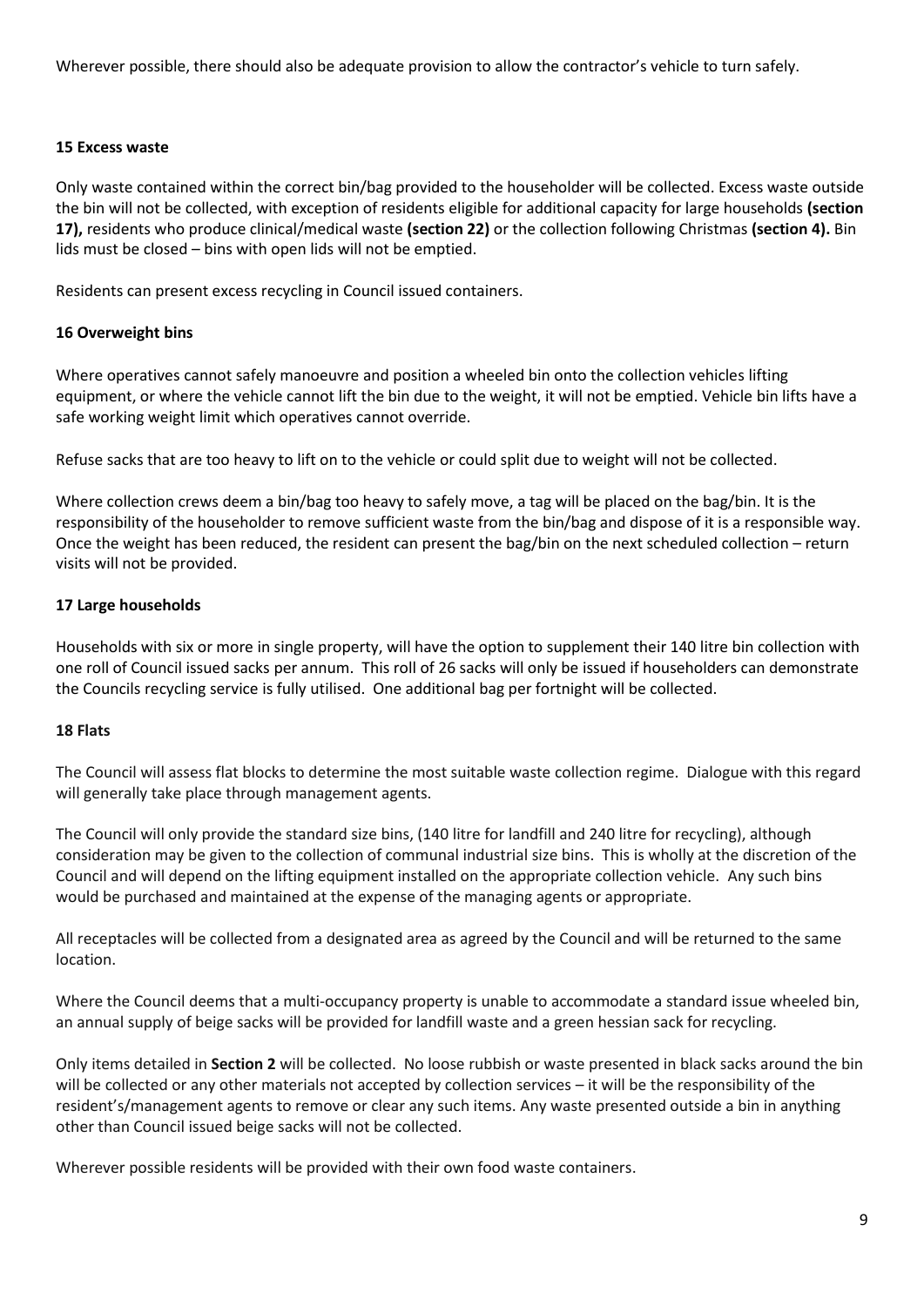Wherever possible, there should also be adequate provision to allow the contractor's vehicle to turn safely.

**15 Excess waste**

Only waste contained within the correct bin/bag provided to the householder will be collected. Excess waste outside the bin will not be collected, with exception of residents eligible for additional capacity for large households **(section 17),** residents who produce clinical/medical waste **(section 22)** or the collection following Christmas **(section 4).** Bin lids must be closed – bins with open lids will not be emptied.

Residents can present excess recycling in Council issued containers.

**16 Overweight bins**

Where operatives cannot safely manoeuvre and position a wheeled bin onto the collection vehicles lifting equipment, or where the vehicle cannot lift the bin due to the weight, it will not be emptied. Vehicle bin lifts have a safe working weight limit which operatives cannot override.

Refuse sacks that are too heavy to lift on to the vehicle or could split due to weight will not be collected.

Where collection crews deem a bin/bag too heavy to safely move, a tag will be placed on the bag/bin. It is the responsibility of the householder to remove sufficient waste from the bin/bag and dispose of it is a responsible way. Once the weight has been reduced, the resident can present the bag/bin on the next scheduled collection – return visits will not be provided.

**17 Large households**

Households with six or more in single property, will have the option to supplement their 140 litre bin collection with one roll of Council issued sacks per annum. This roll of 26 sacks will only be issued if householders can demonstrate the Councils recycling service is fully utilised. One additional bag per fortnight will be collected.

**18 Flats**

The Council will assess flat blocks to determine the most suitable waste collection regime. Dialogue with this regard will generally take place through management agents.

The Council will only provide the standard size bins, (140 litre for landfill and 240 litre for recycling), although consideration may be given to the collection of communal industrial size bins. This is wholly at the discretion of the Council and will depend on the lifting equipment installed on the appropriate collection vehicle. Any such bins would be purchased and maintained at the expense of the managing agents or appropriate.

All receptacles will be collected from a designated area as agreed by the Council and will be returned to the same location.

Where the Council deems that a multi-occupancy property is unable to accommodate a standard issue wheeled bin, an annual supply of beige sacks will be provided for landfill waste and a green hessian sack for recycling.

Only items detailed in **Section 2** will be collected. No loose rubbish or waste presented in black sacks around the bin will be collected or any other materials not accepted by collection services – it will be the responsibility of the resident's/management agents to remove or clear any such items. Any waste presented outside a bin in anything other than Council issued beige sacks will not be collected.

Wherever possible residents will be provided with their own food waste containers.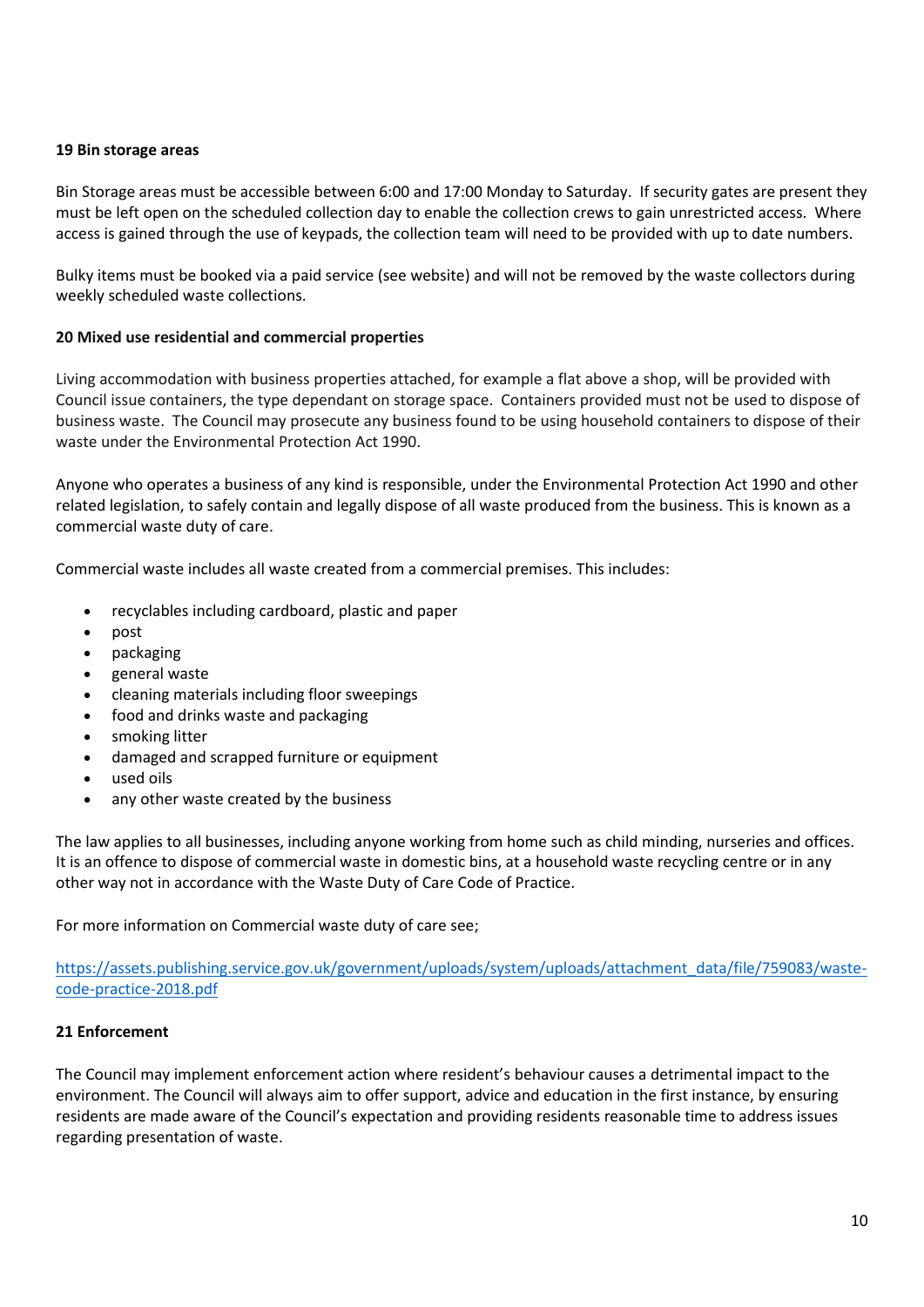**19 Bin storage areas**

Bin Storage areas must be accessible between 6:00 and 17:00 Monday to Saturday. If security gates are present they must be left open on the scheduled collection day to enable the collection crews to gain unrestricted access. Where access is gained through the use of keypads, the collection team will need to be provided with up to date numbers.

Bulky items must be booked via a paid service (see website) and will not be removed by the waste collectors during weekly scheduled waste collections.

**20 Mixed use residential and commercial properties**

Living accommodation with business properties attached, for example a flat above a shop, will be provided with Council issue containers, the type dependant on storage space. Containers provided must not be used to dispose of business waste. The Council may prosecute any business found to be using household containers to dispose of their waste under the Environmental Protection Act 1990.

Anyone who operates a business of any kind is responsible, under the Environmental Protection Act 1990 and other related legislation, to safely contain and legally dispose of all waste produced from the business. This is known as a commercial waste duty of care.

Commercial waste includes all waste created from a commercial premises. This includes:

- recyclables including cardboard, plastic and paper
- post
- packaging
- general waste
- cleaning materials including floor sweepings
- food and drinks waste and packaging
- smoking litter
- damaged and scrapped furniture or equipment
- used oils
- any other waste created by the business

The law applies to all businesses, including anyone working from home such as child minding, nurseries and offices. It is an offence to dispose of commercial waste in domestic bins, at a household waste recycling centre or in any other way not in accordance with the Waste Duty of Care Code of Practice.

For more information on Commercial waste duty of care see;

[https://assets.publishing.service.gov.uk/government/uploads/system/uploads/attachment_data/file/759083/waste-code-practice-2018.pdf](https://assets.publishing.service.gov.uk/government/uploads/system/uploads/attachment_data/file/759083/waste-code-practice-2018.pdf)

**21 Enforcement**

The Council may implement enforcement action where resident's behaviour causes a detrimental impact to the environment. The Council will always aim to offer support, advice and education in the first instance, by ensuring residents are made aware of the Council's expectation and providing residents reasonable time to address issues regarding presentation of waste.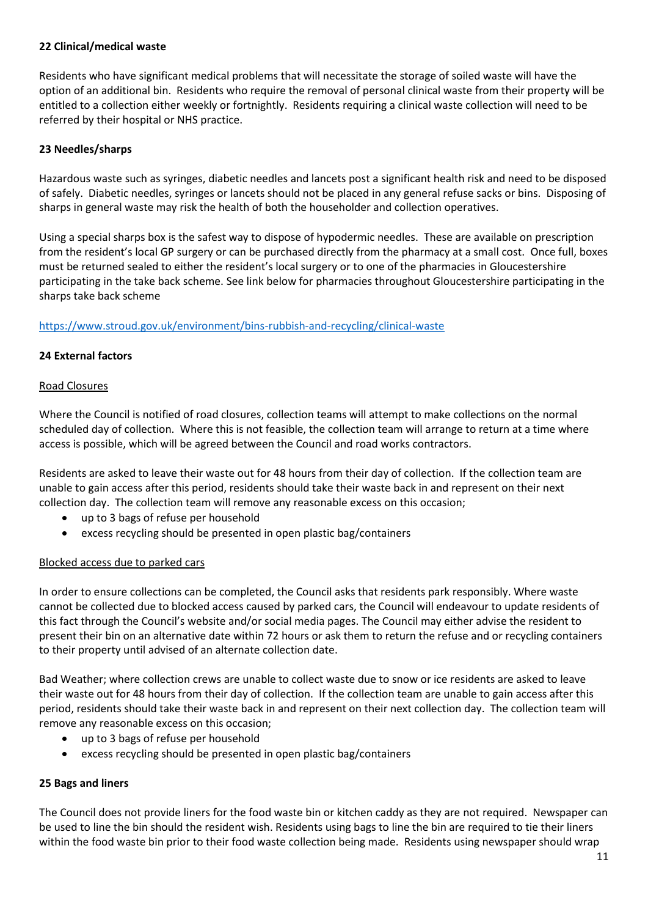**22 Clinical/medical waste**

Residents who have significant medical problems that will necessitate the storage of soiled waste will have the option of an additional bin. Residents who require the removal of personal clinical waste from their property will be entitled to a collection either weekly or fortnightly. Residents requiring a clinical waste collection will need to be referred by their hospital or NHS practice.

**23 Needles/sharps**

Hazardous waste such as syringes, diabetic needles and lancets post a significant health risk and need to be disposed of safely. Diabetic needles, syringes or lancets should not be placed in any general refuse sacks or bins. Disposing of sharps in general waste may risk the health of both the householder and collection operatives.

Using a special sharps box is the safest way to dispose of hypodermic needles. These are available on prescription from the resident's local GP surgery or can be purchased directly from the pharmacy at a small cost. Once full, boxes must be returned sealed to either the resident's local surgery or to one of the pharmacies in Gloucestershire participating in the take back scheme. See link below for pharmacies throughout Gloucestershire participating in the sharps take back scheme

https://www.stroud.gov.uk/environment/bins-rubbish-and-recycling/clinical-waste

**24 External factors**

Road Closures

Where the Council is notified of road closures, collection teams will attempt to make collections on the normal scheduled day of collection. Where this is not feasible, the collection team will arrange to return at a time where access is possible, which will be agreed between the Council and road works contractors.

Residents are asked to leave their waste out for 48 hours from their day of collection. If the collection team are unable to gain access after this period, residents should take their waste back in and represent on their next collection day. The collection team will remove any reasonable excess on this occasion;

- up to 3 bags of refuse per household
- excess recycling should be presented in open plastic bag/containers

Blocked access due to parked cars

In order to ensure collections can be completed, the Council asks that residents park responsibly. Where waste cannot be collected due to blocked access caused by parked cars, the Council will endeavour to update residents of this fact through the Council's website and/or social media pages. The Council may either advise the resident to present their bin on an alternative date within 72 hours or ask them to return the refuse and or recycling containers to their property until advised of an alternate collection date.

Bad Weather; where collection crews are unable to collect waste due to snow or ice residents are asked to leave their waste out for 48 hours from their day of collection. If the collection team are unable to gain access after this period, residents should take their waste back in and represent on their next collection day. The collection team will remove any reasonable excess on this occasion;

- up to 3 bags of refuse per household
- excess recycling should be presented in open plastic bag/containers

**25 Bags and liners**

The Council does not provide liners for the food waste bin or kitchen caddy as they are not required. Newspaper can be used to line the bin should the resident wish. Residents using bags to line the bin are required to tie their liners within the food waste bin prior to their food waste collection being made. Residents using newspaper should wrap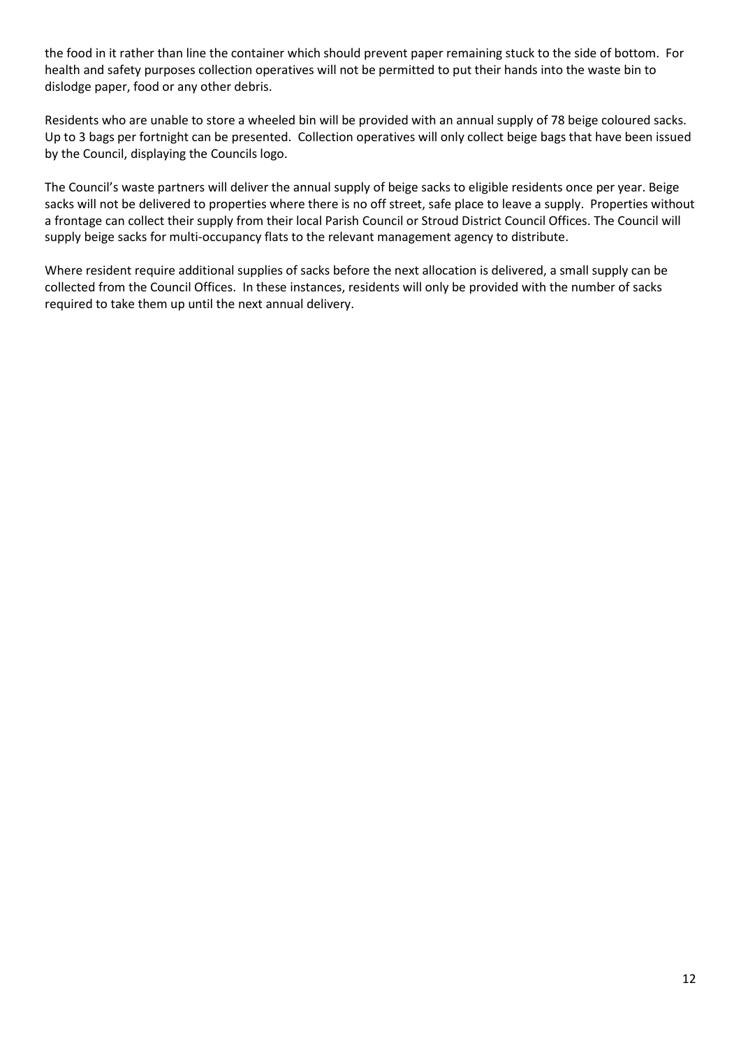the food in it rather than line the container which should prevent paper remaining stuck to the side of bottom. For health and safety purposes collection operatives will not be permitted to put their hands into the waste bin to dislodge paper, food or any other debris.

Residents who are unable to store a wheeled bin will be provided with an annual supply of 78 beige coloured sacks. Up to 3 bags per fortnight can be presented. Collection operatives will only collect beige bags that have been issued by the Council, displaying the Councils logo.

The Council's waste partners will deliver the annual supply of beige sacks to eligible residents once per year. Beige sacks will not be delivered to properties where there is no off street, safe place to leave a supply. Properties without a frontage can collect their supply from their local Parish Council or Stroud District Council Offices. The Council will supply beige sacks for multi-occupancy flats to the relevant management agency to distribute.

Where resident require additional supplies of sacks before the next allocation is delivered, a small supply can be collected from the Council Offices. In these instances, residents will only be provided with the number of sacks required to take them up until the next annual delivery.